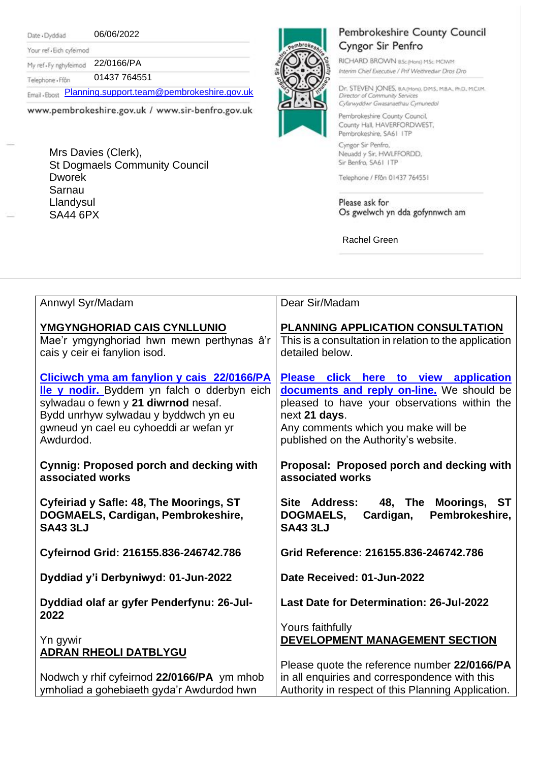| | |
|---|---|
| Date · Dyddiad | 06/06/2022 |
| Your ref · Eich cyfeirnod | |
| My ref · Fy nghyfeirnod | 22/0166/PA |
| Telephone · Ffôn | 01437 764551 |
| Email · Ebost | Planning.support.team@pembrokeshire.gov.uk |

www.pembrokeshire.gov.uk / www.sir-benfro.gov.uk

**Pembrokeshire County Council**
**Cyngor Sir Penfro**

RICHARD BROWN BSc(Hons) MSc MCIWM
*Interim Chief Executive / Prif Weithredwr Dros Dro*

Dr. STEVEN JONES, BA(Hons), DMS, MBA, PhD, MCIM
*Director of Community Services*
*Cyfarwyddwr Gwasanaethau Cymunedol*

Pembrokeshire County Council,
County Hall, HAVERFORDWEST,
Pembrokeshire, SA61 1TP

Cyngor Sir Penfro,
Neuadd y Sir, HWLFFORDD,
Sir Benfro, SA61 1TP

Telephone / Ffôn 01437 764551

Please ask for
Os gwelwch yn dda gofynnwch am

Rachel Green

Mrs Davies (Clerk),
St Dogmaels Community Council
Dworek
Sarnau
Llandysul
SA44 6PX

| | |
|---|---|
| Annwyl Syr/Madam<br><br>**YMGYNGHORIAD CAIS CYNLLUNIO**<br>Mae'r ymgynghoriad hwn mewn perthynas â'r cais y ceir ei fanylion isod.<br><br>**Cliciwch yma am fanylion y cais 22/0166/PA lle y nodir.** Byddem yn falch o dderbyn eich sylwadau o fewn y **21 diwrnod** nesaf.<br>Bydd unrhyw sylwadau y byddwch yn eu gwneud yn cael eu cyhoeddi ar wefan yr Awdurdod.<br><br>**Cynnig: Proposed porch and decking with associated works**<br><br>**Cyfeiriad y Safle: 48, The Moorings, ST DOGMAELS, Cardigan, Pembrokeshire, SA43 3LJ**<br><br>**Cyfeirnod Grid: 216155.836-246742.786**<br><br>**Dyddiad y'i Derbyniwyd: 01-Jun-2022**<br><br>**Dyddiad olaf ar gyfer Penderfynu: 26-Jul-2022**<br><br>Yn gywir<br>**ADRAN RHEOLI DATBLYGU**<br><br>Nodwch y rhif cyfeirnod **22/0166/PA** ym mhob ymholiad a gohebiaeth gyda'r Awdurdod hwn | Dear Sir/Madam<br><br>**PLANNING APPLICATION CONSULTATION**<br>This is a consultation in relation to the application detailed below.<br><br>**Please click here to view application documents and reply on-line.** We should be pleased to have your observations within the next **21 days**.<br>Any comments which you make will be published on the Authority's website.<br><br>**Proposal: Proposed porch and decking with associated works**<br><br>**Site Address: 48, The Moorings, ST DOGMAELS, Cardigan, Pembrokeshire, SA43 3LJ**<br><br>**Grid Reference: 216155.836-246742.786**<br><br>**Date Received: 01-Jun-2022**<br><br>**Last Date for Determination: 26-Jul-2022**<br><br>Yours faithfully<br>**DEVELOPMENT MANAGEMENT SECTION**<br><br>Please quote the reference number **22/0166/PA** in all enquiries and correspondence with this Authority in respect of this Planning Application. |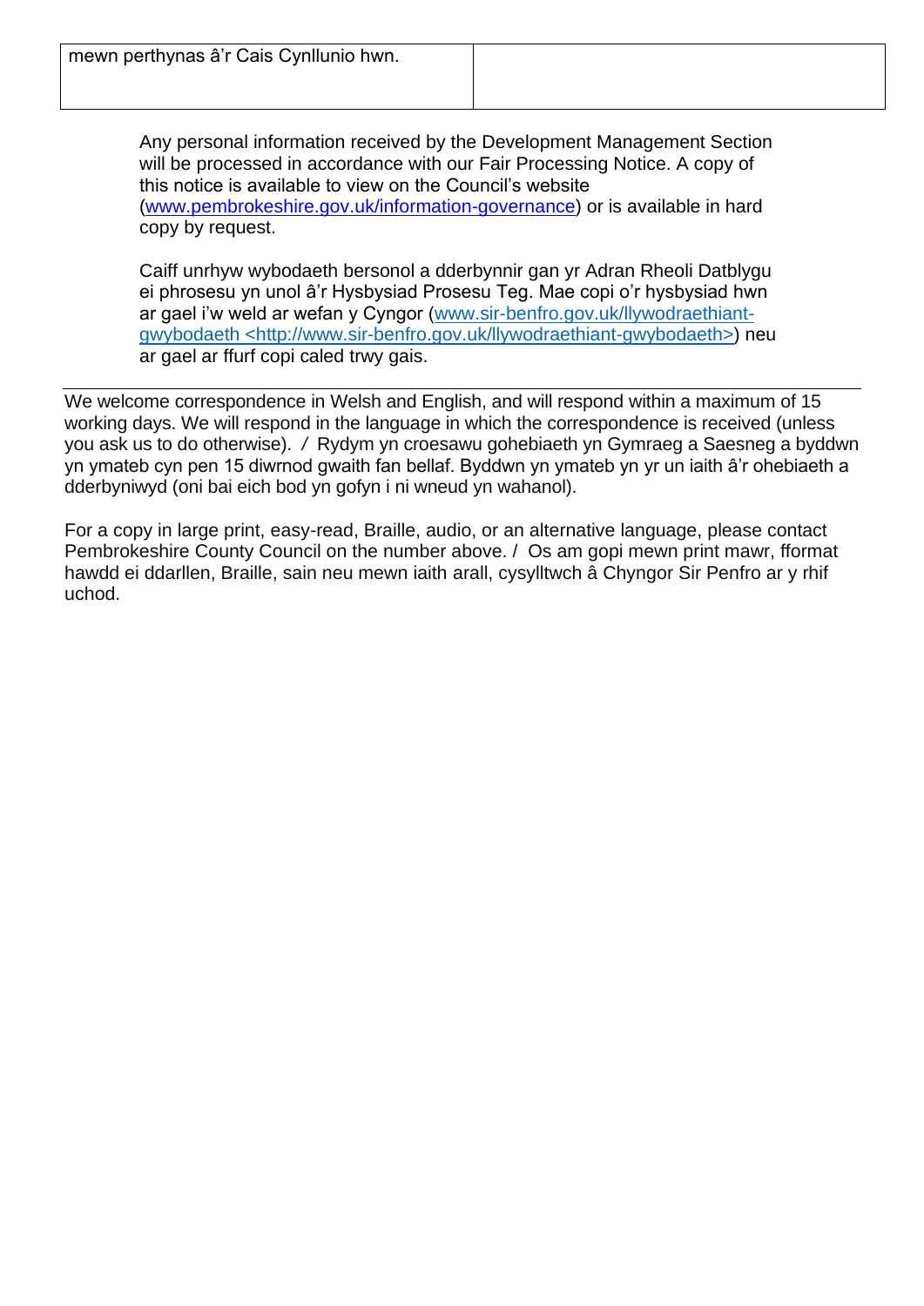| | |
|---|---|
| mewn perthynas â'r Cais Cynllunio hwn. | |

Any personal information received by the Development Management Section will be processed in accordance with our Fair Processing Notice. A copy of this notice is available to view on the Council's website (www.pembrokeshire.gov.uk/information-governance) or is available in hard copy by request.

Caiff unrhyw wybodaeth bersonol a dderbynnir gan yr Adran Rheoli Datblygu ei phrosesu yn unol â'r Hysbysiad Prosesu Teg. Mae copi o'r hysbysiad hwn ar gael i'w weld ar wefan y Cyngor (www.sir-benfro.gov.uk/llywodraethiant-gwybodaeth <http://www.sir-benfro.gov.uk/llywodraethiant-gwybodaeth>) neu ar gael ar ffurf copi caled trwy gais.

---

We welcome correspondence in Welsh and English, and will respond within a maximum of 15 working days. We will respond in the language in which the correspondence is received (unless you ask us to do otherwise). / Rydym yn croesawu gohebiaeth yn Gymraeg a Saesneg a byddwn yn ymateb cyn pen 15 diwrnod gwaith fan bellaf. Byddwn yn ymateb yn yr un iaith â'r ohebiaeth a dderbyniwyd (oni bai eich bod yn gofyn i ni wneud yn wahanol).

For a copy in large print, easy-read, Braille, audio, or an alternative language, please contact Pembrokeshire County Council on the number above. / Os am gopi mewn print mawr, fformat hawdd ei ddarllen, Braille, sain neu mewn iaith arall, cysylltwch â Chyngor Sir Penfro ar y rhif uchod.